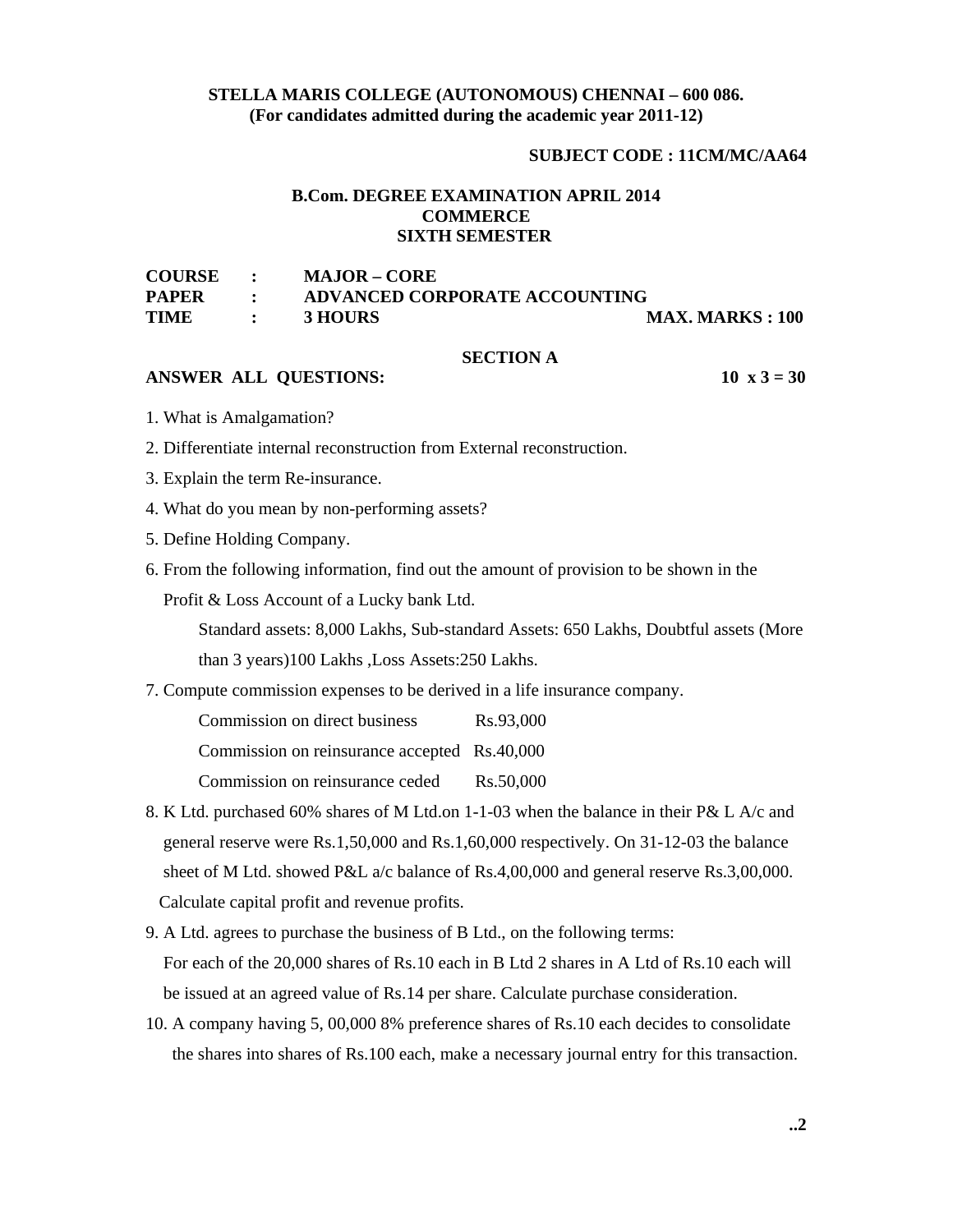**STELLA MARIS COLLEGE (AUTONOMOUS) CHENNAI – 600 086.**
**(For candidates admitted during the academic year 2011-12)**

**SUBJECT CODE : 11CM/MC/AA64**

**B.Com. DEGREE EXAMINATION APRIL 2014**
**COMMERCE**
**SIXTH SEMESTER**

| | | | |
|---|---|---|---|
| **COURSE** | **:** | **MAJOR – CORE** | |
| **PAPER** | **:** | **ADVANCED CORPORATE ACCOUNTING** | |
| **TIME** | **:** | **3 HOURS** | **MAX. MARKS : 100** |

## SECTION A

**ANSWER ALL QUESTIONS:** **10 x 3 = 30**

1. What is Amalgamation?

2. Differentiate internal reconstruction from External reconstruction.

3. Explain the term Re-insurance.

4. What do you mean by non-performing assets?

5. Define Holding Company.

6. From the following information, find out the amount of provision to be shown in the Profit & Loss Account of a Lucky bank Ltd.

   Standard assets: 8,000 Lakhs, Sub-standard Assets: 650 Lakhs, Doubtful assets (More than 3 years)100 Lakhs ,Loss Assets:250 Lakhs.

7. Compute commission expenses to be derived in a life insurance company.

   | | |
   |---|---|
   | Commission on direct business | Rs.93,000 |
   | Commission on reinsurance accepted | Rs.40,000 |
   | Commission on reinsurance ceded | Rs.50,000 |

8. K Ltd. purchased 60% shares of M Ltd.on 1-1-03 when the balance in their P& L A/c and general reserve were Rs.1,50,000 and Rs.1,60,000 respectively. On 31-12-03 the balance sheet of M Ltd. showed P&L a/c balance of Rs.4,00,000 and general reserve Rs.3,00,000. Calculate capital profit and revenue profits.

9. A Ltd. agrees to purchase the business of B Ltd., on the following terms:
   For each of the 20,000 shares of Rs.10 each in B Ltd 2 shares in A Ltd of Rs.10 each will be issued at an agreed value of Rs.14 per share. Calculate purchase consideration.

10. A company having 5, 00,000 8% preference shares of Rs.10 each decides to consolidate the shares into shares of Rs.100 each, make a necessary journal entry for this transaction.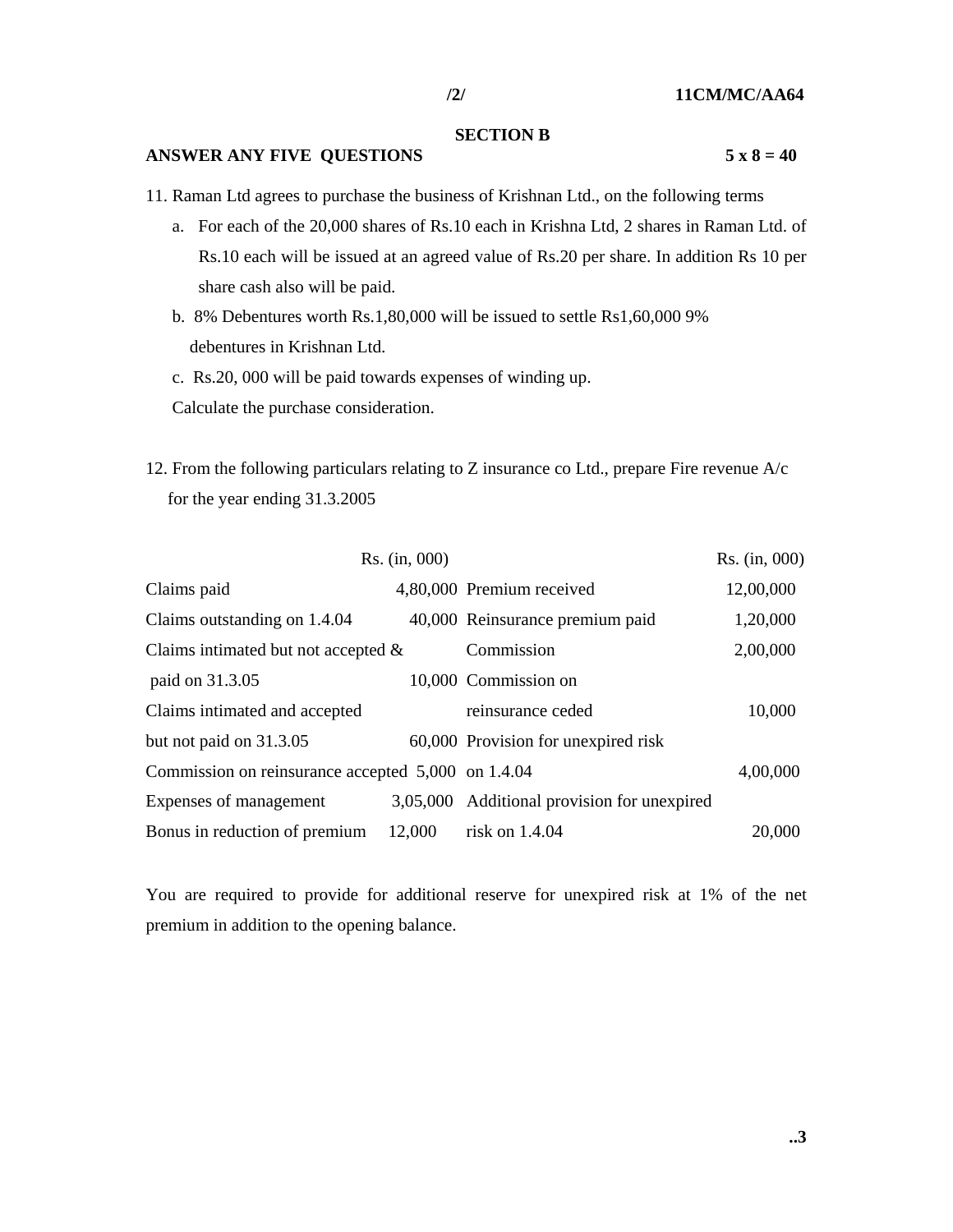## SECTION B

**ANSWER ANY FIVE QUESTIONS** **5 x 8 = 40**

11. Raman Ltd agrees to purchase the business of Krishnan Ltd., on the following terms

   a. For each of the 20,000 shares of Rs.10 each in Krishna Ltd, 2 shares in Raman Ltd. of Rs.10 each will be issued at an agreed value of Rs.20 per share. In addition Rs 10 per share cash also will be paid.

   b. 8% Debentures worth Rs.1,80,000 will be issued to settle Rs1,60,000 9% debentures in Krishnan Ltd.

   c. Rs.20, 000 will be paid towards expenses of winding up.

   Calculate the purchase consideration.

12. From the following particulars relating to Z insurance co Ltd., prepare Fire revenue A/c for the year ending 31.3.2005

| | Rs. (in, 000) | | Rs. (in, 000) |
|---|---|---|---|
| Claims paid | 4,80,000 | Premium received | 12,00,000 |
| Claims outstanding on 1.4.04 | 40,000 | Reinsurance premium paid | 1,20,000 |
| Claims intimated but not accepted & paid on 31.3.05 | 10,000 | Commission | 2,00,000 |
| Claims intimated and accepted but not paid on 31.3.05 | 60,000 | Commission on reinsurance ceded | 10,000 |
| Commission on reinsurance accepted | 5,000 | Provision for unexpired risk on 1.4.04 | 4,00,000 |
| Expenses of management | 3,05,000 | Additional provision for unexpired risk on 1.4.04 | 20,000 |
| Bonus in reduction of premium | 12,000 | | |

You are required to provide for additional reserve for unexpired risk at 1% of the net premium in addition to the opening balance.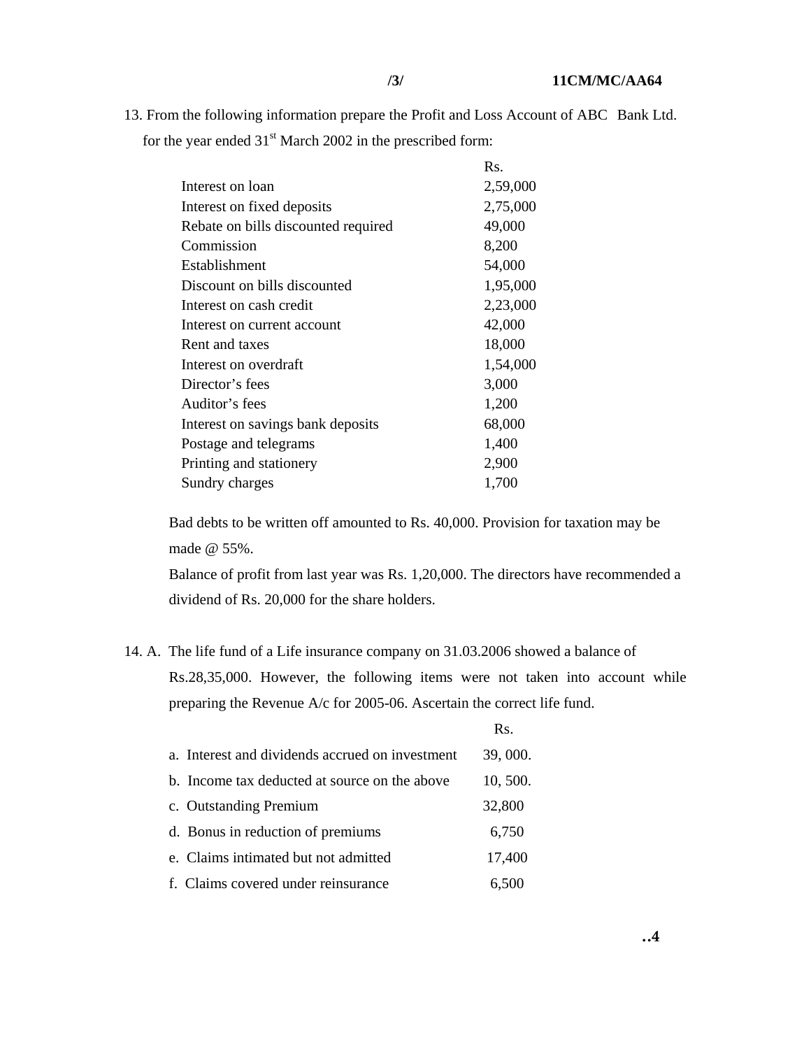13. From the following information prepare the Profit and Loss Account of ABC Bank Ltd. for the year ended 31st March 2002 in the prescribed form:

| | Rs. |
|---|---|
| Interest on loan | 2,59,000 |
| Interest on fixed deposits | 2,75,000 |
| Rebate on bills discounted required | 49,000 |
| Commission | 8,200 |
| Establishment | 54,000 |
| Discount on bills discounted | 1,95,000 |
| Interest on cash credit | 2,23,000 |
| Interest on current account | 42,000 |
| Rent and taxes | 18,000 |
| Interest on overdraft | 1,54,000 |
| Director's fees | 3,000 |
| Auditor's fees | 1,200 |
| Interest on savings bank deposits | 68,000 |
| Postage and telegrams | 1,400 |
| Printing and stationery | 2,900 |
| Sundry charges | 1,700 |

Bad debts to be written off amounted to Rs. 40,000. Provision for taxation may be made @ 55%.

Balance of profit from last year was Rs. 1,20,000. The directors have recommended a dividend of Rs. 20,000 for the share holders.

14. A. The life fund of a Life insurance company on 31.03.2006 showed a balance of Rs.28,35,000. However, the following items were not taken into account while preparing the Revenue A/c for 2005-06. Ascertain the correct life fund.

| | Rs. |
|---|---|
| a. Interest and dividends accrued on investment | 39, 000. |
| b. Income tax deducted at source on the above | 10, 500. |
| c. Outstanding Premium | 32,800 |
| d. Bonus in reduction of premiums | 6,750 |
| e. Claims intimated but not admitted | 17,400 |
| f. Claims covered under reinsurance | 6,500 |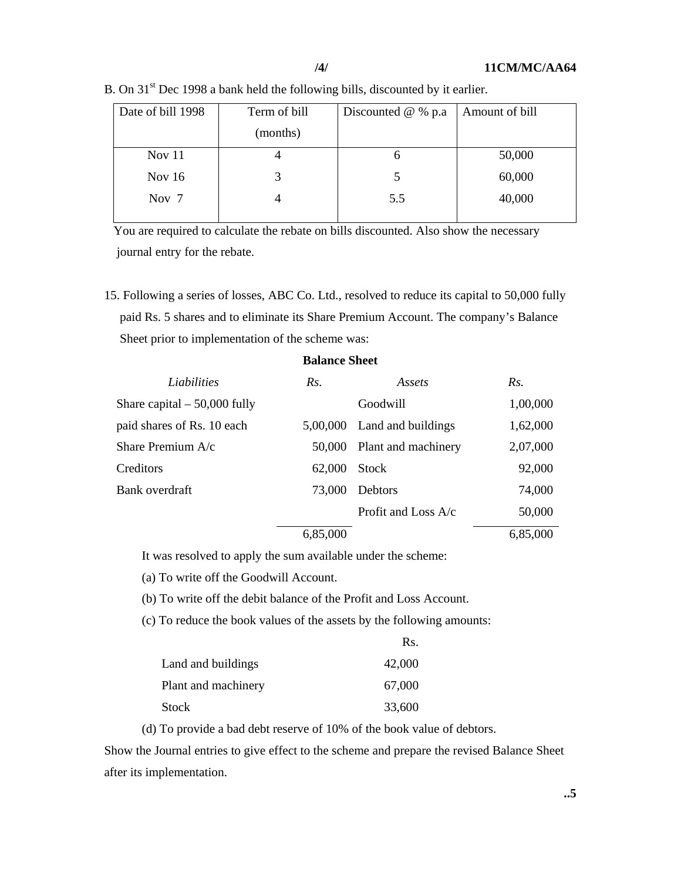B. On 31st Dec 1998 a bank held the following bills, discounted by it earlier.

| Date of bill 1998 | Term of bill (months) | Discounted @ % p.a | Amount of bill |
|---|---|---|---|
| Nov 11 | 4 | 6 | 50,000 |
| Nov 16 | 3 | 5 | 60,000 |
| Nov 7 | 4 | 5.5 | 40,000 |

You are required to calculate the rebate on bills discounted. Also show the necessary journal entry for the rebate.

15. Following a series of losses, ABC Co. Ltd., resolved to reduce its capital to 50,000 fully paid Rs. 5 shares and to eliminate its Share Premium Account. The company's Balance Sheet prior to implementation of the scheme was:

**Balance Sheet**

| *Liabilities* | *Rs.* | *Assets* | *Rs.* |
|---|---|---|---|
| Share capital – 50,000 fully paid shares of Rs. 10 each | 5,00,000 | Goodwill | 1,00,000 |
| | | Land and buildings | 1,62,000 |
| Share Premium A/c | 50,000 | Plant and machinery | 2,07,000 |
| Creditors | 62,000 | Stock | 92,000 |
| Bank overdraft | 73,000 | Debtors | 74,000 |
| | | Profit and Loss A/c | 50,000 |
| | 6,85,000 | | 6,85,000 |

It was resolved to apply the sum available under the scheme:

(a) To write off the Goodwill Account.

(b) To write off the debit balance of the Profit and Loss Account.

(c) To reduce the book values of the assets by the following amounts:

| | Rs. |
|---|---|
| Land and buildings | 42,000 |
| Plant and machinery | 67,000 |
| Stock | 33,600 |

(d) To provide a bad debt reserve of 10% of the book value of debtors.

Show the Journal entries to give effect to the scheme and prepare the revised Balance Sheet after its implementation.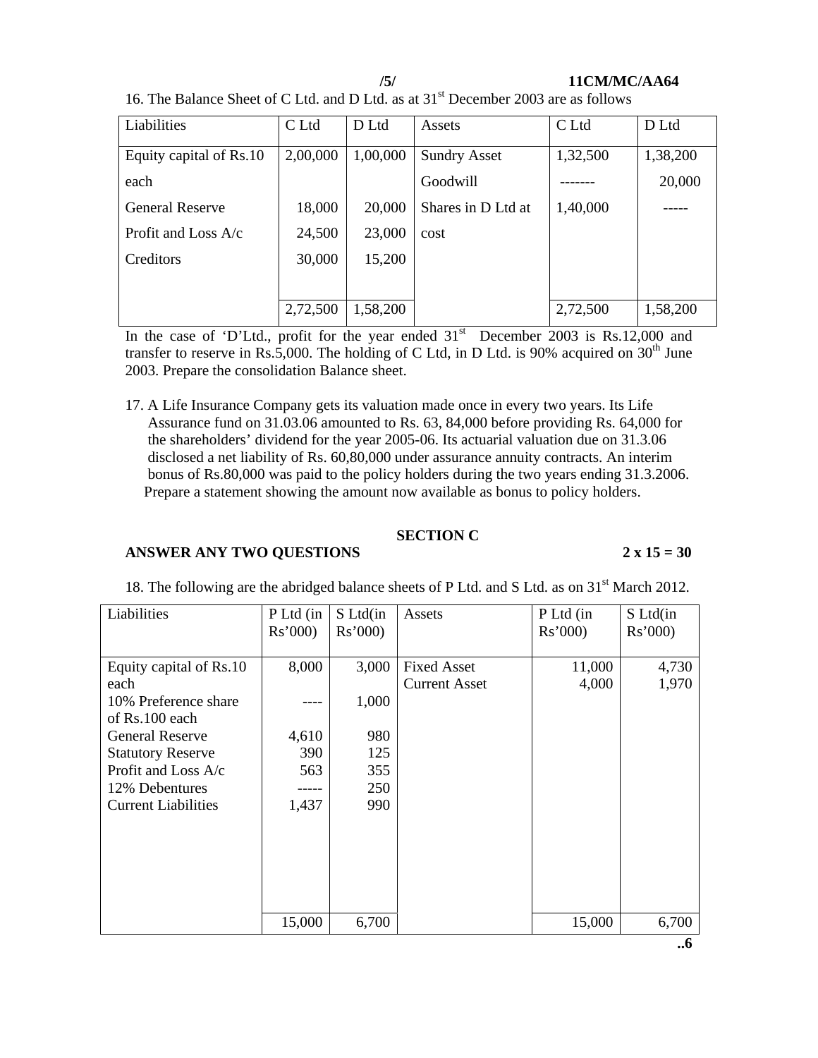16. The Balance Sheet of C Ltd. and D Ltd. as at 31st December 2003 are as follows

| Liabilities | C Ltd | D Ltd | Assets | C Ltd | D Ltd |
|---|---|---|---|---|---|
| Equity capital of Rs.10 each | 2,00,000 | 1,00,000 | Sundry Asset | 1,32,500 | 1,38,200 |
| | | | Goodwill | ------- | 20,000 |
| General Reserve | 18,000 | 20,000 | Shares in D Ltd at cost | 1,40,000 | ----- |
| Profit and Loss A/c | 24,500 | 23,000 | | | |
| Creditors | 30,000 | 15,200 | | | |
| | 2,72,500 | 1,58,200 | | 2,72,500 | 1,58,200 |

In the case of 'D'Ltd., profit for the year ended 31st December 2003 is Rs.12,000 and transfer to reserve in Rs.5,000. The holding of C Ltd, in D Ltd. is 90% acquired on 30th June 2003. Prepare the consolidation Balance sheet.

17. A Life Insurance Company gets its valuation made once in every two years. Its Life Assurance fund on 31.03.06 amounted to Rs. 63, 84,000 before providing Rs. 64,000 for the shareholders' dividend for the year 2005-06. Its actuarial valuation due on 31.3.06 disclosed a net liability of Rs. 60,80,000 under assurance annuity contracts. An interim bonus of Rs.80,000 was paid to the policy holders during the two years ending 31.3.2006. Prepare a statement showing the amount now available as bonus to policy holders.

## SECTION C

**ANSWER ANY TWO QUESTIONS** **2 x 15 = 30**

18. The following are the abridged balance sheets of P Ltd. and S Ltd. as on 31st March 2012.

| Liabilities | P Ltd (in Rs'000) | S Ltd(in Rs'000) | Assets | P Ltd (in Rs'000) | S Ltd(in Rs'000) |
|---|---|---|---|---|---|
| Equity capital of Rs.10 each | 8,000 | 3,000 | Fixed Asset | 11,000 | 4,730 |
| | | | Current Asset | 4,000 | 1,970 |
| 10% Preference share of Rs.100 each | ---- | 1,000 | | | |
| General Reserve | 4,610 | 980 | | | |
| Statutory Reserve | 390 | 125 | | | |
| Profit and Loss A/c | 563 | 355 | | | |
| 12% Debentures | ----- | 250 | | | |
| Current Liabilities | 1,437 | 990 | | | |
| | 15,000 | 6,700 | | 15,000 | 6,700 |

..6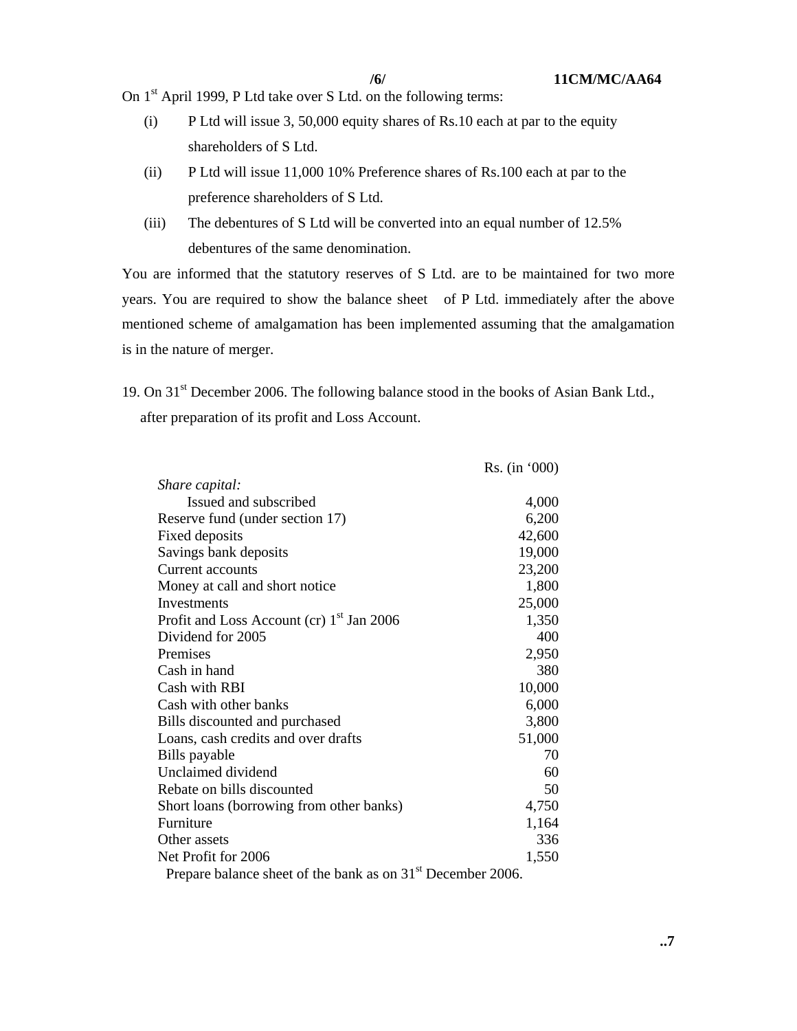On 1st April 1999, P Ltd take over S Ltd. on the following terms:

(i) P Ltd will issue 3, 50,000 equity shares of Rs.10 each at par to the equity shareholders of S Ltd.

(ii) P Ltd will issue 11,000 10% Preference shares of Rs.100 each at par to the preference shareholders of S Ltd.

(iii) The debentures of S Ltd will be converted into an equal number of 12.5% debentures of the same denomination.

You are informed that the statutory reserves of S Ltd. are to be maintained for two more years. You are required to show the balance sheet of P Ltd. immediately after the above mentioned scheme of amalgamation has been implemented assuming that the amalgamation is in the nature of merger.

19. On 31st December 2006. The following balance stood in the books of Asian Bank Ltd., after preparation of its profit and Loss Account.

| | Rs. (in '000) |
|---|---:|
| *Share capital:* | |
| Issued and subscribed | 4,000 |
| Reserve fund (under section 17) | 6,200 |
| Fixed deposits | 42,600 |
| Savings bank deposits | 19,000 |
| Current accounts | 23,200 |
| Money at call and short notice | 1,800 |
| Investments | 25,000 |
| Profit and Loss Account (cr) 1st Jan 2006 | 1,350 |
| Dividend for 2005 | 400 |
| Premises | 2,950 |
| Cash in hand | 380 |
| Cash with RBI | 10,000 |
| Cash with other banks | 6,000 |
| Bills discounted and purchased | 3,800 |
| Loans, cash credits and over drafts | 51,000 |
| Bills payable | 70 |
| Unclaimed dividend | 60 |
| Rebate on bills discounted | 50 |
| Short loans (borrowing from other banks) | 4,750 |
| Furniture | 1,164 |
| Other assets | 336 |
| Net Profit for 2006 | 1,550 |

Prepare balance sheet of the bank as on 31st December 2006.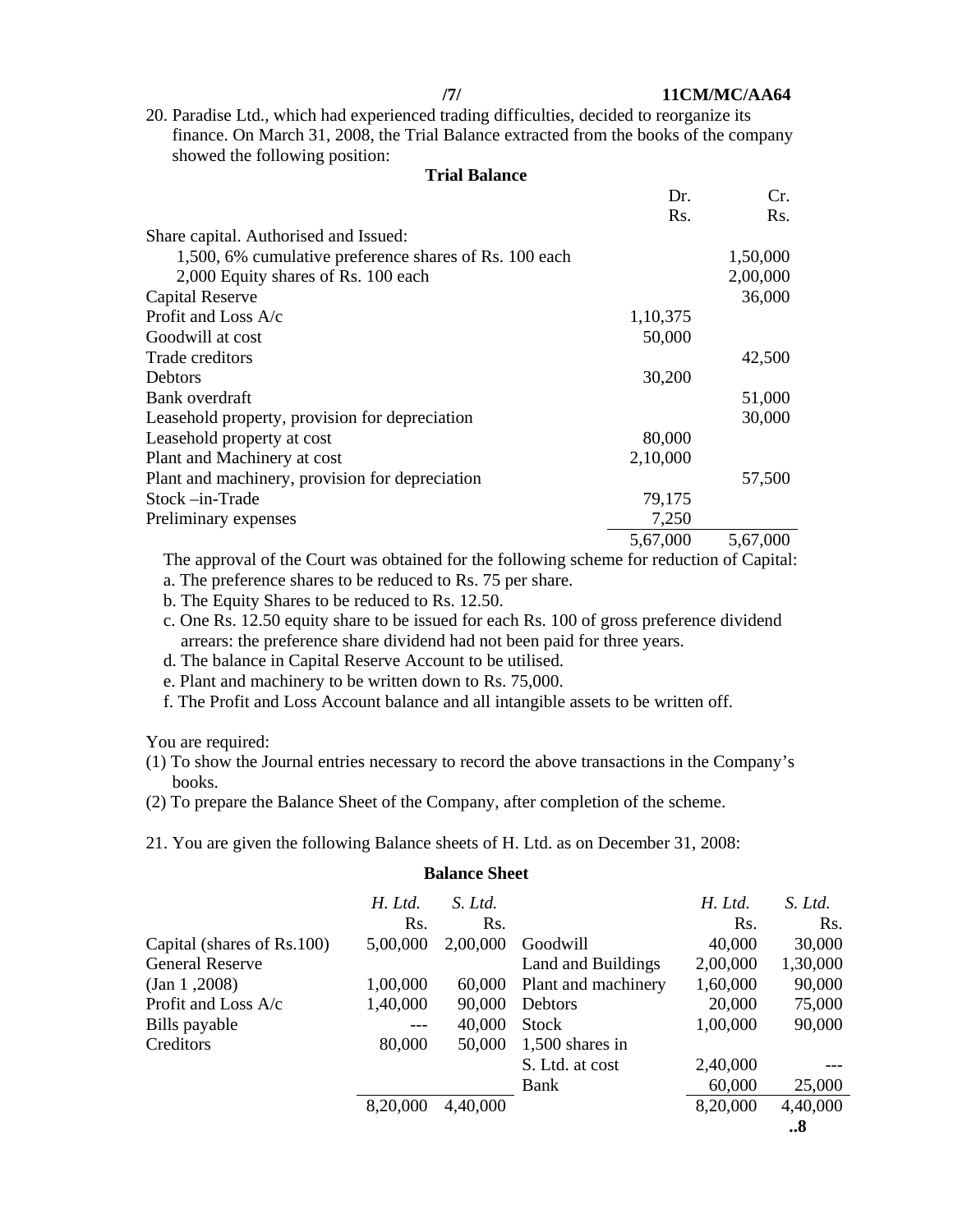20. Paradise Ltd., which had experienced trading difficulties, decided to reorganize its finance. On March 31, 2008, the Trial Balance extracted from the books of the company showed the following position:

**Trial Balance**

| | Dr. Rs. | Cr. Rs. |
|---|---|---|
| Share capital. Authorised and Issued: | | |
| 1,500, 6% cumulative preference shares of Rs. 100 each | | 1,50,000 |
| 2,000 Equity shares of Rs. 100 each | | 2,00,000 |
| Capital Reserve | | 36,000 |
| Profit and Loss A/c | 1,10,375 | |
| Goodwill at cost | 50,000 | |
| Trade creditors | | 42,500 |
| Debtors | 30,200 | |
| Bank overdraft | | 51,000 |
| Leasehold property, provision for depreciation | | 30,000 |
| Leasehold property at cost | 80,000 | |
| Plant and Machinery at cost | 2,10,000 | |
| Plant and machinery, provision for depreciation | | 57,500 |
| Stock –in-Trade | 79,175 | |
| Preliminary expenses | 7,250 | |
| | 5,67,000 | 5,67,000 |

The approval of the Court was obtained for the following scheme for reduction of Capital:

a. The preference shares to be reduced to Rs. 75 per share.

b. The Equity Shares to be reduced to Rs. 12.50.

c. One Rs. 12.50 equity share to be issued for each Rs. 100 of gross preference dividend arrears: the preference share dividend had not been paid for three years.

d. The balance in Capital Reserve Account to be utilised.

e. Plant and machinery to be written down to Rs. 75,000.

f. The Profit and Loss Account balance and all intangible assets to be written off.

You are required:

(1) To show the Journal entries necessary to record the above transactions in the Company's books.

(2) To prepare the Balance Sheet of the Company, after completion of the scheme.

21. You are given the following Balance sheets of H. Ltd. as on December 31, 2008:

**Balance Sheet**

| | *H. Ltd.* Rs. | *S. Ltd.* Rs. | | *H. Ltd.* Rs. | *S. Ltd.* Rs. |
|---|---|---|---|---|---|
| Capital (shares of Rs.100) | 5,00,000 | 2,00,000 | Goodwill | 40,000 | 30,000 |
| General Reserve | | | Land and Buildings | 2,00,000 | 1,30,000 |
| (Jan 1 ,2008) | 1,00,000 | 60,000 | Plant and machinery | 1,60,000 | 90,000 |
| Profit and Loss A/c | 1,40,000 | 90,000 | Debtors | 20,000 | 75,000 |
| Bills payable | --- | 40,000 | Stock | 1,00,000 | 90,000 |
| Creditors | 80,000 | 50,000 | 1,500 shares in | | |
| | | | S. Ltd. at cost | 2,40,000 | --- |
| | | | Bank | 60,000 | 25,000 |
| | 8,20,000 | 4,40,000 | | 8,20,000 | 4,40,000 |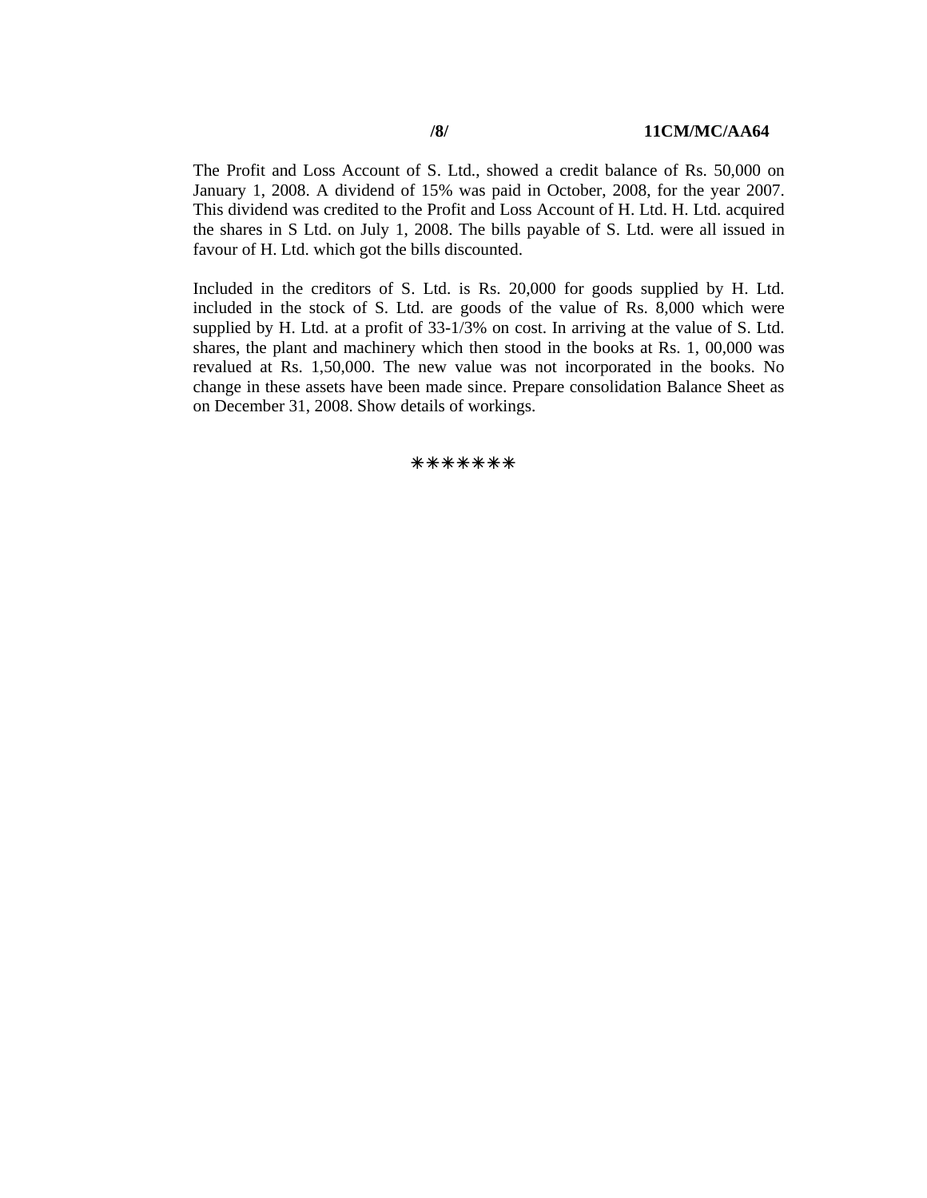The Profit and Loss Account of S. Ltd., showed a credit balance of Rs. 50,000 on January 1, 2008. A dividend of 15% was paid in October, 2008, for the year 2007. This dividend was credited to the Profit and Loss Account of H. Ltd. H. Ltd. acquired the shares in S Ltd. on July 1, 2008. The bills payable of S. Ltd. were all issued in favour of H. Ltd. which got the bills discounted.

Included in the creditors of S. Ltd. is Rs. 20,000 for goods supplied by H. Ltd. included in the stock of S. Ltd. are goods of the value of Rs. 8,000 which were supplied by H. Ltd. at a profit of 33-1/3% on cost. In arriving at the value of S. Ltd. shares, the plant and machinery which then stood in the books at Rs. 1, 00,000 was revalued at Rs. 1,50,000. The new value was not incorporated in the books. No change in these assets have been made since. Prepare consolidation Balance Sheet as on December 31, 2008. Show details of workings.

\*\*\*\*\*\*\*